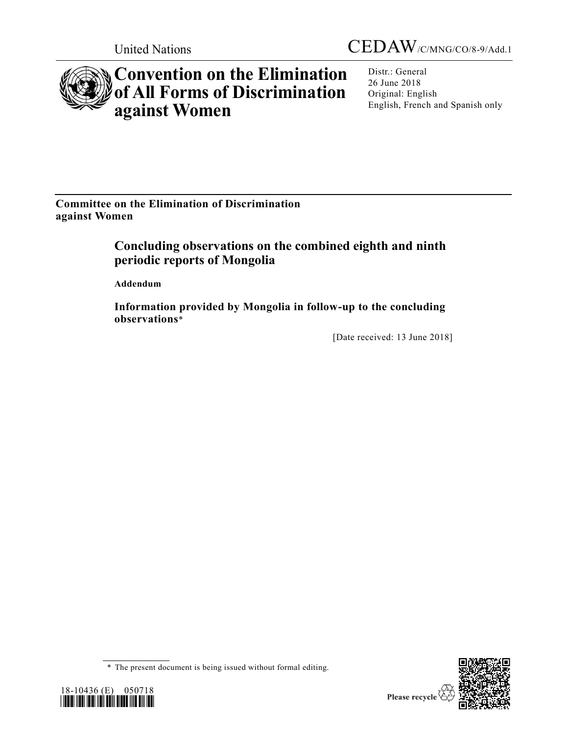United Nations

CEDAW/C/MNG/CO/8-9/Add.1

# Convention on the Elimination of All Forms of Discrimination against Women

Distr.: General
26 June 2018
Original: English
English, French and Spanish only

**Committee on the Elimination of Discrimination against Women**

## Concluding observations on the combined eighth and ninth periodic reports of Mongolia

**Addendum**

### Information provided by Mongolia in follow-up to the concluding observations*

[Date received: 13 June 2018]

\* The present document is being issued without formal editing.

18-10436 (E) 050718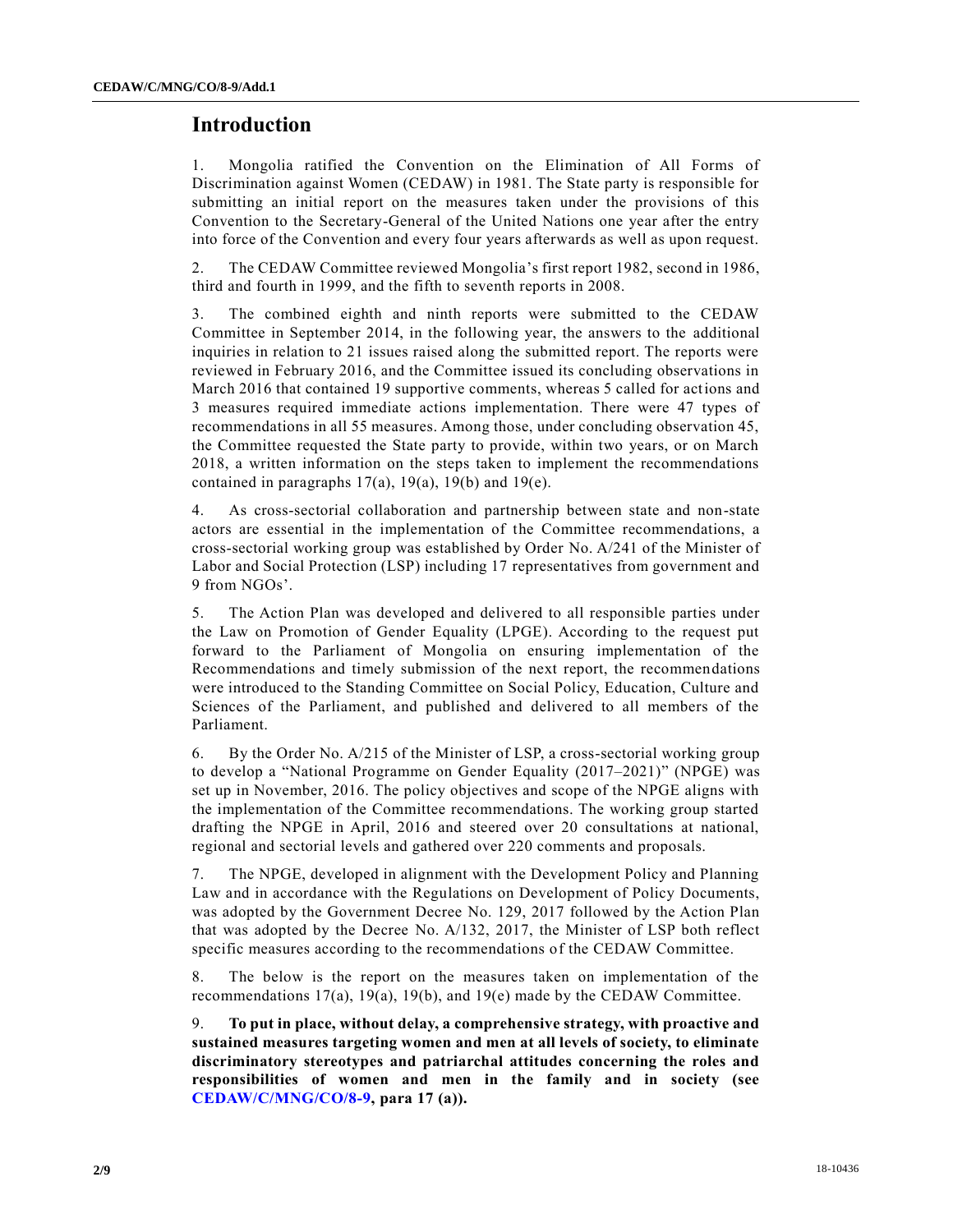# Introduction

1. Mongolia ratified the Convention on the Elimination of All Forms of Discrimination against Women (CEDAW) in 1981. The State party is responsible for submitting an initial report on the measures taken under the provisions of this Convention to the Secretary-General of the United Nations one year after the entry into force of the Convention and every four years afterwards as well as upon request.

2. The CEDAW Committee reviewed Mongolia's first report 1982, second in 1986, third and fourth in 1999, and the fifth to seventh reports in 2008.

3. The combined eighth and ninth reports were submitted to the CEDAW Committee in September 2014, in the following year, the answers to the additional inquiries in relation to 21 issues raised along the submitted report. The reports were reviewed in February 2016, and the Committee issued its concluding observations in March 2016 that contained 19 supportive comments, whereas 5 called for actions and 3 measures required immediate actions implementation. There were 47 types of recommendations in all 55 measures. Among those, under concluding observation 45, the Committee requested the State party to provide, within two years, or on March 2018, a written information on the steps taken to implement the recommendations contained in paragraphs 17(a), 19(a), 19(b) and 19(e).

4. As cross-sectorial collaboration and partnership between state and non-state actors are essential in the implementation of the Committee recommendations, a cross-sectorial working group was established by Order No. A/241 of the Minister of Labor and Social Protection (LSP) including 17 representatives from government and 9 from NGOs'.

5. The Action Plan was developed and delivered to all responsible parties under the Law on Promotion of Gender Equality (LPGE). According to the request put forward to the Parliament of Mongolia on ensuring implementation of the Recommendations and timely submission of the next report, the recommendations were introduced to the Standing Committee on Social Policy, Education, Culture and Sciences of the Parliament, and published and delivered to all members of the Parliament.

6. By the Order No. A/215 of the Minister of LSP, a cross-sectorial working group to develop a "National Programme on Gender Equality (2017–2021)" (NPGE) was set up in November, 2016. The policy objectives and scope of the NPGE aligns with the implementation of the Committee recommendations. The working group started drafting the NPGE in April, 2016 and steered over 20 consultations at national, regional and sectorial levels and gathered over 220 comments and proposals.

7. The NPGE, developed in alignment with the Development Policy and Planning Law and in accordance with the Regulations on Development of Policy Documents, was adopted by the Government Decree No. 129, 2017 followed by the Action Plan that was adopted by the Decree No. A/132, 2017, the Minister of LSP both reflect specific measures according to the recommendations of the CEDAW Committee.

8. The below is the report on the measures taken on implementation of the recommendations 17(a), 19(a), 19(b), and 19(e) made by the CEDAW Committee.

9. **To put in place, without delay, a comprehensive strategy, with proactive and sustained measures targeting women and men at all levels of society, to eliminate discriminatory stereotypes and patriarchal attitudes concerning the roles and responsibilities of women and men in the family and in society (see CEDAW/C/MNG/CO/8-9, para 17 (a)).**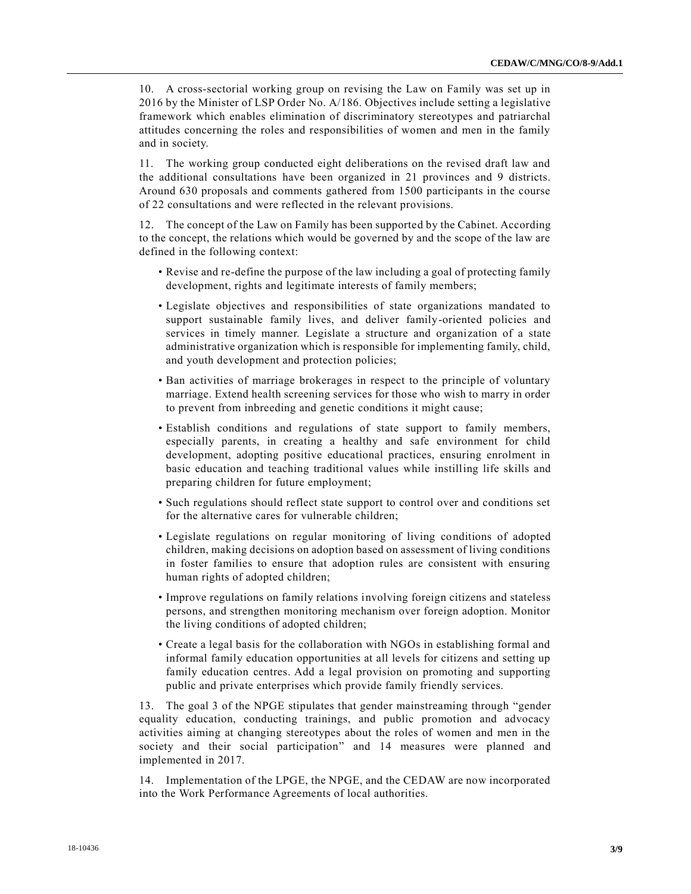10. A cross-sectorial working group on revising the Law on Family was set up in 2016 by the Minister of LSP Order No. A/186. Objectives include setting a legislative framework which enables elimination of discriminatory stereotypes and patriarchal attitudes concerning the roles and responsibilities of women and men in the family and in society.

11. The working group conducted eight deliberations on the revised draft law and the additional consultations have been organized in 21 provinces and 9 districts. Around 630 proposals and comments gathered from 1500 participants in the course of 22 consultations and were reflected in the relevant provisions.

12. The concept of the Law on Family has been supported by the Cabinet. According to the concept, the relations which would be governed by and the scope of the law are defined in the following context:

- Revise and re-define the purpose of the law including a goal of protecting family development, rights and legitimate interests of family members;
- Legislate objectives and responsibilities of state organizations mandated to support sustainable family lives, and deliver family-oriented policies and services in timely manner. Legislate a structure and organization of a state administrative organization which is responsible for implementing family, child, and youth development and protection policies;
- Ban activities of marriage brokerages in respect to the principle of voluntary marriage. Extend health screening services for those who wish to marry in order to prevent from inbreeding and genetic conditions it might cause;
- Establish conditions and regulations of state support to family members, especially parents, in creating a healthy and safe environment for child development, adopting positive educational practices, ensuring enrolment in basic education and teaching traditional values while instilling life skills and preparing children for future employment;
- Such regulations should reflect state support to control over and conditions set for the alternative cares for vulnerable children;
- Legislate regulations on regular monitoring of living conditions of adopted children, making decisions on adoption based on assessment of living conditions in foster families to ensure that adoption rules are consistent with ensuring human rights of adopted children;
- Improve regulations on family relations involving foreign citizens and stateless persons, and strengthen monitoring mechanism over foreign adoption. Monitor the living conditions of adopted children;
- Create a legal basis for the collaboration with NGOs in establishing formal and informal family education opportunities at all levels for citizens and setting up family education centres. Add a legal provision on promoting and supporting public and private enterprises which provide family friendly services.

13. The goal 3 of the NPGE stipulates that gender mainstreaming through "gender equality education, conducting trainings, and public promotion and advocacy activities aiming at changing stereotypes about the roles of women and men in the society and their social participation" and 14 measures were planned and implemented in 2017.

14. Implementation of the LPGE, the NPGE, and the CEDAW are now incorporated into the Work Performance Agreements of local authorities.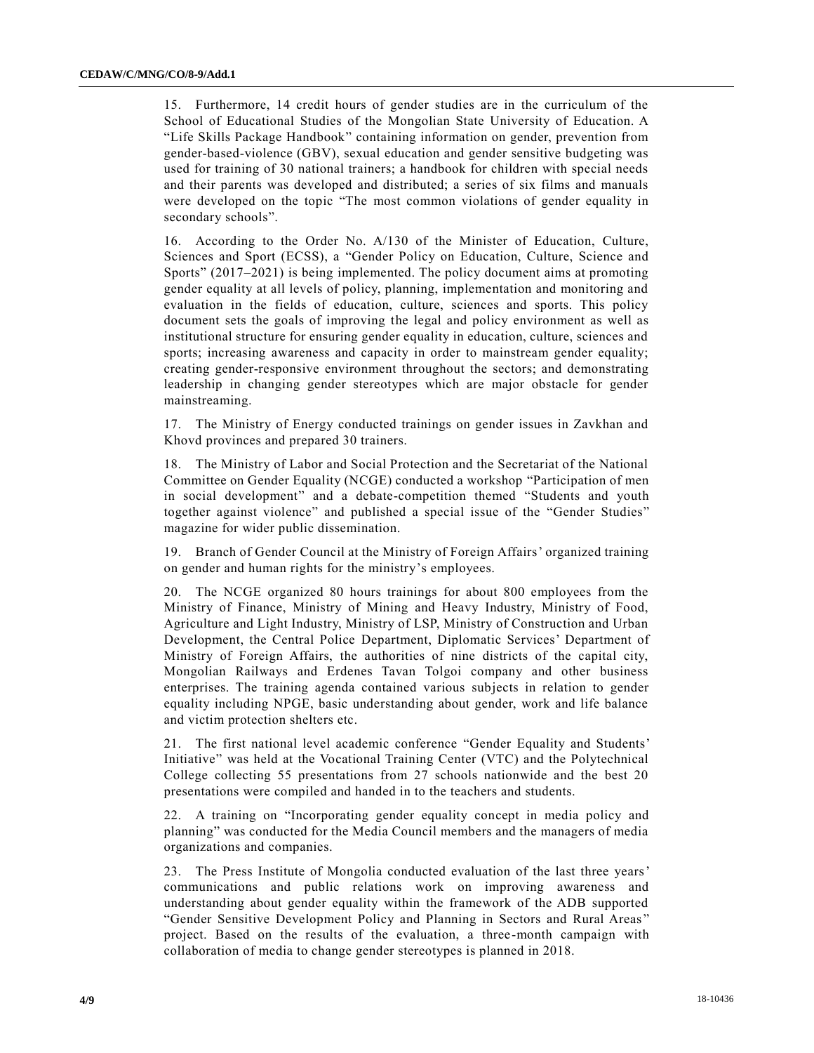15. Furthermore, 14 credit hours of gender studies are in the curriculum of the School of Educational Studies of the Mongolian State University of Education. A "Life Skills Package Handbook" containing information on gender, prevention from gender-based-violence (GBV), sexual education and gender sensitive budgeting was used for training of 30 national trainers; a handbook for children with special needs and their parents was developed and distributed; a series of six films and manuals were developed on the topic "The most common violations of gender equality in secondary schools".

16. According to the Order No. A/130 of the Minister of Education, Culture, Sciences and Sport (ECSS), a "Gender Policy on Education, Culture, Science and Sports" (2017–2021) is being implemented. The policy document aims at promoting gender equality at all levels of policy, planning, implementation and monitoring and evaluation in the fields of education, culture, sciences and sports. This policy document sets the goals of improving the legal and policy environment as well as institutional structure for ensuring gender equality in education, culture, sciences and sports; increasing awareness and capacity in order to mainstream gender equality; creating gender-responsive environment throughout the sectors; and demonstrating leadership in changing gender stereotypes which are major obstacle for gender mainstreaming.

17. The Ministry of Energy conducted trainings on gender issues in Zavkhan and Khovd provinces and prepared 30 trainers.

18. The Ministry of Labor and Social Protection and the Secretariat of the National Committee on Gender Equality (NCGE) conducted a workshop "Participation of men in social development" and a debate-competition themed "Students and youth together against violence" and published a special issue of the "Gender Studies" magazine for wider public dissemination.

19. Branch of Gender Council at the Ministry of Foreign Affairs' organized training on gender and human rights for the ministry's employees.

20. The NCGE organized 80 hours trainings for about 800 employees from the Ministry of Finance, Ministry of Mining and Heavy Industry, Ministry of Food, Agriculture and Light Industry, Ministry of LSP, Ministry of Construction and Urban Development, the Central Police Department, Diplomatic Services' Department of Ministry of Foreign Affairs, the authorities of nine districts of the capital city, Mongolian Railways and Erdenes Tavan Tolgoi company and other business enterprises. The training agenda contained various subjects in relation to gender equality including NPGE, basic understanding about gender, work and life balance and victim protection shelters etc.

21. The first national level academic conference "Gender Equality and Students' Initiative" was held at the Vocational Training Center (VTC) and the Polytechnical College collecting 55 presentations from 27 schools nationwide and the best 20 presentations were compiled and handed in to the teachers and students.

22. A training on "Incorporating gender equality concept in media policy and planning" was conducted for the Media Council members and the managers of media organizations and companies.

23. The Press Institute of Mongolia conducted evaluation of the last three years' communications and public relations work on improving awareness and understanding about gender equality within the framework of the ADB supported "Gender Sensitive Development Policy and Planning in Sectors and Rural Areas" project. Based on the results of the evaluation, a three-month campaign with collaboration of media to change gender stereotypes is planned in 2018.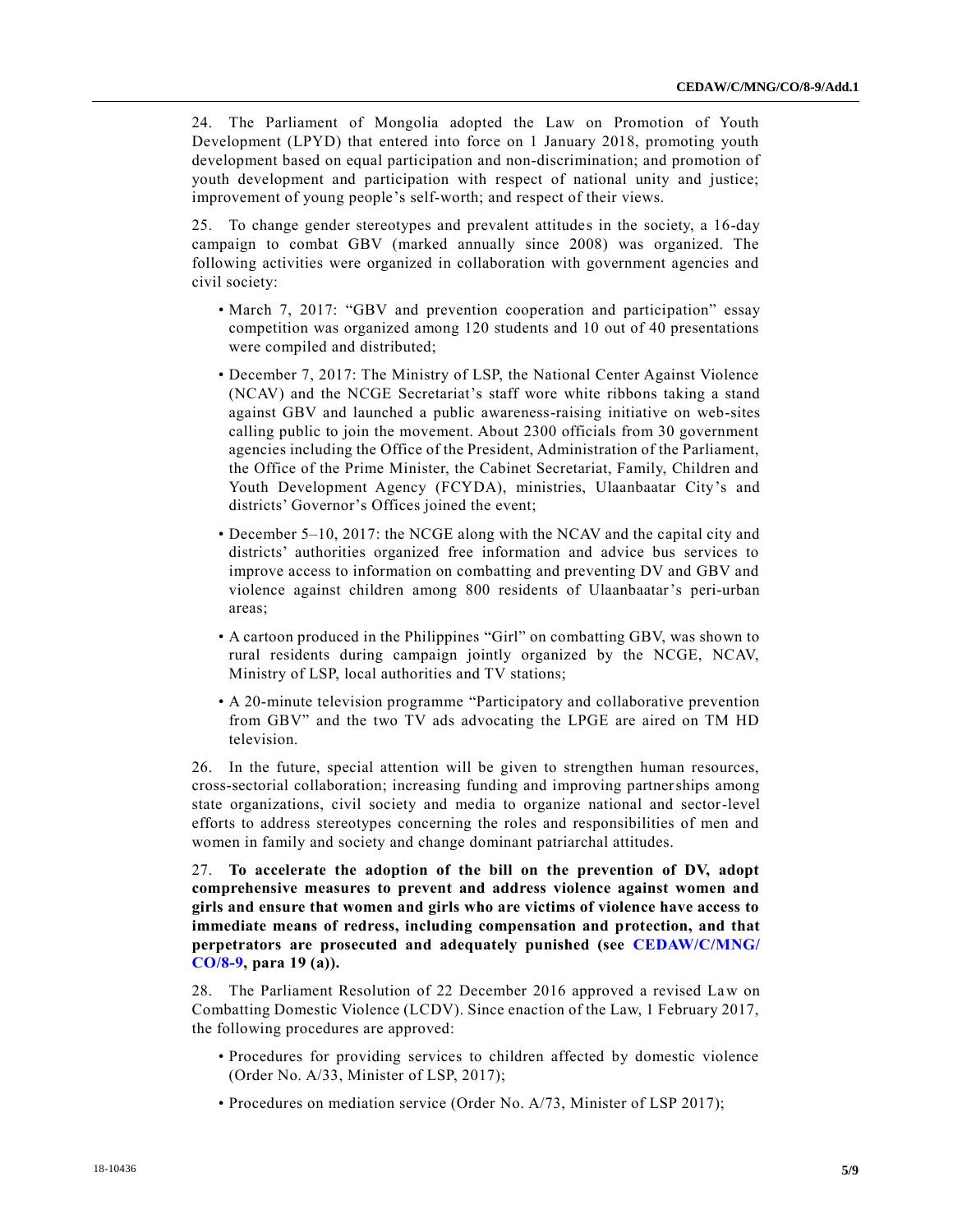24. The Parliament of Mongolia adopted the Law on Promotion of Youth Development (LPYD) that entered into force on 1 January 2018, promoting youth development based on equal participation and non-discrimination; and promotion of youth development and participation with respect of national unity and justice; improvement of young people's self-worth; and respect of their views.

25. To change gender stereotypes and prevalent attitudes in the society, a 16-day campaign to combat GBV (marked annually since 2008) was organized. The following activities were organized in collaboration with government agencies and civil society:

- March 7, 2017: "GBV and prevention cooperation and participation" essay competition was organized among 120 students and 10 out of 40 presentations were compiled and distributed;
- December 7, 2017: The Ministry of LSP, the National Center Against Violence (NCAV) and the NCGE Secretariat's staff wore white ribbons taking a stand against GBV and launched a public awareness-raising initiative on web-sites calling public to join the movement. About 2300 officials from 30 government agencies including the Office of the President, Administration of the Parliament, the Office of the Prime Minister, the Cabinet Secretariat, Family, Children and Youth Development Agency (FCYDA), ministries, Ulaanbaatar City's and districts' Governor's Offices joined the event;
- December 5–10, 2017: the NCGE along with the NCAV and the capital city and districts' authorities organized free information and advice bus services to improve access to information on combatting and preventing DV and GBV and violence against children among 800 residents of Ulaanbaatar's peri-urban areas;
- A cartoon produced in the Philippines "Girl" on combatting GBV, was shown to rural residents during campaign jointly organized by the NCGE, NCAV, Ministry of LSP, local authorities and TV stations;
- A 20-minute television programme "Participatory and collaborative prevention from GBV" and the two TV ads advocating the LPGE are aired on TM HD television.

26. In the future, special attention will be given to strengthen human resources, cross-sectorial collaboration; increasing funding and improving partnerships among state organizations, civil society and media to organize national and sector-level efforts to address stereotypes concerning the roles and responsibilities of men and women in family and society and change dominant patriarchal attitudes.

27. **To accelerate the adoption of the bill on the prevention of DV, adopt comprehensive measures to prevent and address violence against women and girls and ensure that women and girls who are victims of violence have access to immediate means of redress, including compensation and protection, and that perpetrators are prosecuted and adequately punished (see CEDAW/C/MNG/CO/8-9, para 19 (a)).**

28. The Parliament Resolution of 22 December 2016 approved a revised Law on Combatting Domestic Violence (LCDV). Since enaction of the Law, 1 February 2017, the following procedures are approved:

- Procedures for providing services to children affected by domestic violence (Order No. A/33, Minister of LSP, 2017);
- Procedures on mediation service (Order No. A/73, Minister of LSP 2017);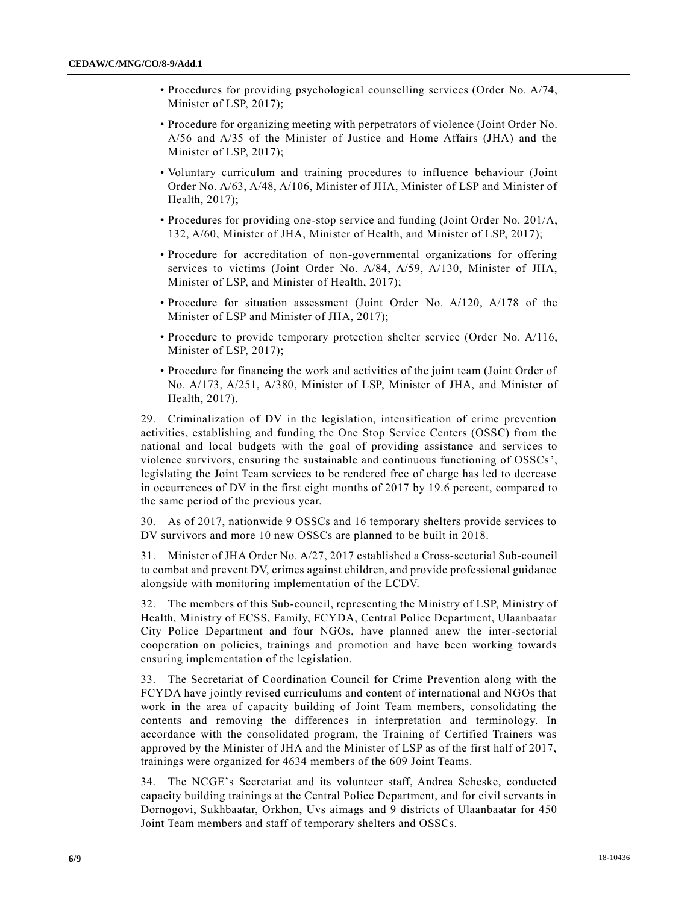- Procedures for providing psychological counselling services (Order No. A/74, Minister of LSP, 2017);
- Procedure for organizing meeting with perpetrators of violence (Joint Order No. A/56 and A/35 of the Minister of Justice and Home Affairs (JHA) and the Minister of LSP, 2017);
- Voluntary curriculum and training procedures to influence behaviour (Joint Order No. A/63, A/48, A/106, Minister of JHA, Minister of LSP and Minister of Health, 2017);
- Procedures for providing one-stop service and funding (Joint Order No. 201/A, 132, A/60, Minister of JHA, Minister of Health, and Minister of LSP, 2017);
- Procedure for accreditation of non-governmental organizations for offering services to victims (Joint Order No. A/84, A/59, A/130, Minister of JHA, Minister of LSP, and Minister of Health, 2017);
- Procedure for situation assessment (Joint Order No. A/120, A/178 of the Minister of LSP and Minister of JHA, 2017);
- Procedure to provide temporary protection shelter service (Order No. A/116, Minister of LSP, 2017);
- Procedure for financing the work and activities of the joint team (Joint Order of No. A/173, A/251, A/380, Minister of LSP, Minister of JHA, and Minister of Health, 2017).

29. Criminalization of DV in the legislation, intensification of crime prevention activities, establishing and funding the One Stop Service Centers (OSSC) from the national and local budgets with the goal of providing assistance and services to violence survivors, ensuring the sustainable and continuous functioning of OSSCs', legislating the Joint Team services to be rendered free of charge has led to decrease in occurrences of DV in the first eight months of 2017 by 19.6 percent, compared to the same period of the previous year.

30. As of 2017, nationwide 9 OSSCs and 16 temporary shelters provide services to DV survivors and more 10 new OSSCs are planned to be built in 2018.

31. Minister of JHA Order No. A/27, 2017 established a Cross-sectorial Sub-council to combat and prevent DV, crimes against children, and provide professional guidance alongside with monitoring implementation of the LCDV.

32. The members of this Sub-council, representing the Ministry of LSP, Ministry of Health, Ministry of ECSS, Family, FCYDA, Central Police Department, Ulaanbaatar City Police Department and four NGOs, have planned anew the inter-sectorial cooperation on policies, trainings and promotion and have been working towards ensuring implementation of the legislation.

33. The Secretariat of Coordination Council for Crime Prevention along with the FCYDA have jointly revised curriculums and content of international and NGOs that work in the area of capacity building of Joint Team members, consolidating the contents and removing the differences in interpretation and terminology. In accordance with the consolidated program, the Training of Certified Trainers was approved by the Minister of JHA and the Minister of LSP as of the first half of 2017, trainings were organized for 4634 members of the 609 Joint Teams.

34. The NCGE's Secretariat and its volunteer staff, Andrea Scheske, conducted capacity building trainings at the Central Police Department, and for civil servants in Dornogovi, Sukhbaatar, Orkhon, Uvs aimags and 9 districts of Ulaanbaatar for 450 Joint Team members and staff of temporary shelters and OSSCs.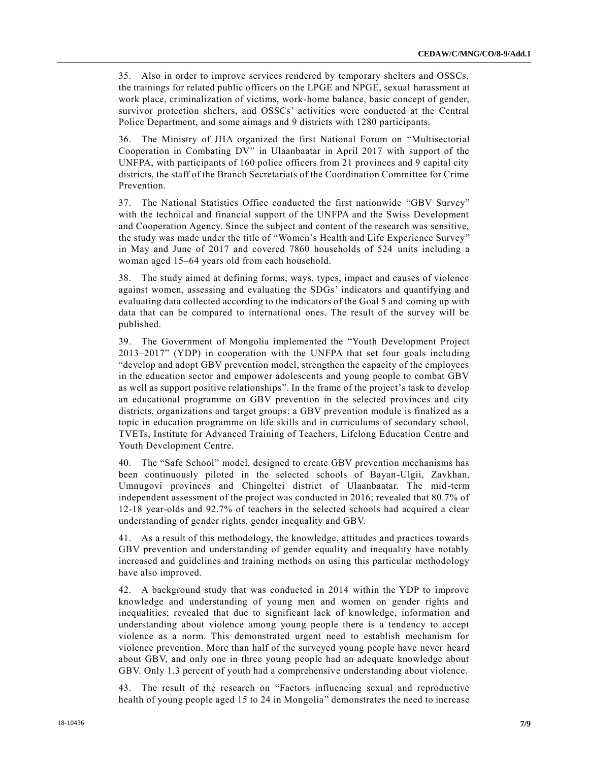35. Also in order to improve services rendered by temporary shelters and OSSCs, the trainings for related public officers on the LPGE and NPGE, sexual harassment at work place, criminalization of victims, work-home balance, basic concept of gender, survivor protection shelters, and OSSCs' activities were conducted at the Central Police Department, and some aimags and 9 districts with 1280 participants.

36. The Ministry of JHA organized the first National Forum on "Multisectorial Cooperation in Combating DV" in Ulaanbaatar in April 2017 with support of the UNFPA, with participants of 160 police officers from 21 provinces and 9 capital city districts, the staff of the Branch Secretariats of the Coordination Committee for Crime Prevention.

37. The National Statistics Office conducted the first nationwide "GBV Survey" with the technical and financial support of the UNFPA and the Swiss Development and Cooperation Agency. Since the subject and content of the research was sensitive, the study was made under the title of "Women's Health and Life Experience Survey" in May and June of 2017 and covered 7860 households of 524 units including a woman aged 15–64 years old from each household.

38. The study aimed at defining forms, ways, types, impact and causes of violence against women, assessing and evaluating the SDGs' indicators and quantifying and evaluating data collected according to the indicators of the Goal 5 and coming up with data that can be compared to international ones. The result of the survey will be published.

39. The Government of Mongolia implemented the "Youth Development Project 2013–2017" (YDP) in cooperation with the UNFPA that set four goals including "develop and adopt GBV prevention model, strengthen the capacity of the employees in the education sector and empower adolescents and young people to combat GBV as well as support positive relationships". In the frame of the project's task to develop an educational programme on GBV prevention in the selected provinces and city districts, organizations and target groups: a GBV prevention module is finalized as a topic in education programme on life skills and in curriculums of secondary school, TVETs, Institute for Advanced Training of Teachers, Lifelong Education Centre and Youth Development Centre.

40. The "Safe School" model, designed to create GBV prevention mechanisms has been continuously piloted in the selected schools of Bayan-Ulgii, Zavkhan, Umnugovi provinces and Chingeltei district of Ulaanbaatar. The mid-term independent assessment of the project was conducted in 2016; revealed that 80.7% of 12-18 year-olds and 92.7% of teachers in the selected schools had acquired a clear understanding of gender rights, gender inequality and GBV.

41. As a result of this methodology, the knowledge, attitudes and practices towards GBV prevention and understanding of gender equality and inequality have notably increased and guidelines and training methods on using this particular methodology have also improved.

42. A background study that was conducted in 2014 within the YDP to improve knowledge and understanding of young men and women on gender rights and inequalities; revealed that due to significant lack of knowledge, information and understanding about violence among young people there is a tendency to accept violence as a norm. This demonstrated urgent need to establish mechanism for violence prevention. More than half of the surveyed young people have never heard about GBV, and only one in three young people had an adequate knowledge about GBV. Only 1.3 percent of youth had a comprehensive understanding about violence.

43. The result of the research on "Factors influencing sexual and reproductive health of young people aged 15 to 24 in Mongolia" demonstrates the need to increase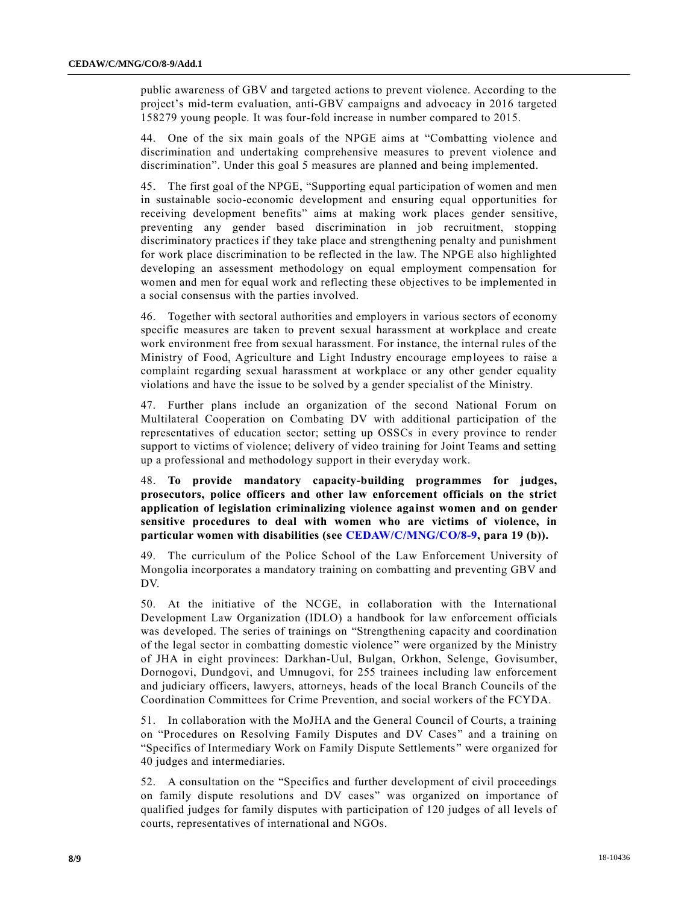public awareness of GBV and targeted actions to prevent violence. According to the project's mid-term evaluation, anti-GBV campaigns and advocacy in 2016 targeted 158279 young people. It was four-fold increase in number compared to 2015.

44. One of the six main goals of the NPGE aims at "Combatting violence and discrimination and undertaking comprehensive measures to prevent violence and discrimination". Under this goal 5 measures are planned and being implemented.

45. The first goal of the NPGE, "Supporting equal participation of women and men in sustainable socio-economic development and ensuring equal opportunities for receiving development benefits" aims at making work places gender sensitive, preventing any gender based discrimination in job recruitment, stopping discriminatory practices if they take place and strengthening penalty and punishment for work place discrimination to be reflected in the law. The NPGE also highlighted developing an assessment methodology on equal employment compensation for women and men for equal work and reflecting these objectives to be implemented in a social consensus with the parties involved.

46. Together with sectoral authorities and employers in various sectors of economy specific measures are taken to prevent sexual harassment at workplace and create work environment free from sexual harassment. For instance, the internal rules of the Ministry of Food, Agriculture and Light Industry encourage employees to raise a complaint regarding sexual harassment at workplace or any other gender equality violations and have the issue to be solved by a gender specialist of the Ministry.

47. Further plans include an organization of the second National Forum on Multilateral Cooperation on Combating DV with additional participation of the representatives of education sector; setting up OSSCs in every province to render support to victims of violence; delivery of video training for Joint Teams and setting up a professional and methodology support in their everyday work.

48. **To provide mandatory capacity-building programmes for judges, prosecutors, police officers and other law enforcement officials on the strict application of legislation criminalizing violence against women and on gender sensitive procedures to deal with women who are victims of violence, in particular women with disabilities (see CEDAW/C/MNG/CO/8-9, para 19 (b)).**

49. The curriculum of the Police School of the Law Enforcement University of Mongolia incorporates a mandatory training on combatting and preventing GBV and DV.

50. At the initiative of the NCGE, in collaboration with the International Development Law Organization (IDLO) a handbook for law enforcement officials was developed. The series of trainings on "Strengthening capacity and coordination of the legal sector in combatting domestic violence" were organized by the Ministry of JHA in eight provinces: Darkhan-Uul, Bulgan, Orkhon, Selenge, Govisumber, Dornogovi, Dundgovi, and Umnugovi, for 255 trainees including law enforcement and judiciary officers, lawyers, attorneys, heads of the local Branch Councils of the Coordination Committees for Crime Prevention, and social workers of the FCYDA.

51. In collaboration with the MoJHA and the General Council of Courts, a training on "Procedures on Resolving Family Disputes and DV Cases" and a training on "Specifics of Intermediary Work on Family Dispute Settlements" were organized for 40 judges and intermediaries.

52. A consultation on the "Specifics and further development of civil proceedings on family dispute resolutions and DV cases" was organized on importance of qualified judges for family disputes with participation of 120 judges of all levels of courts, representatives of international and NGOs.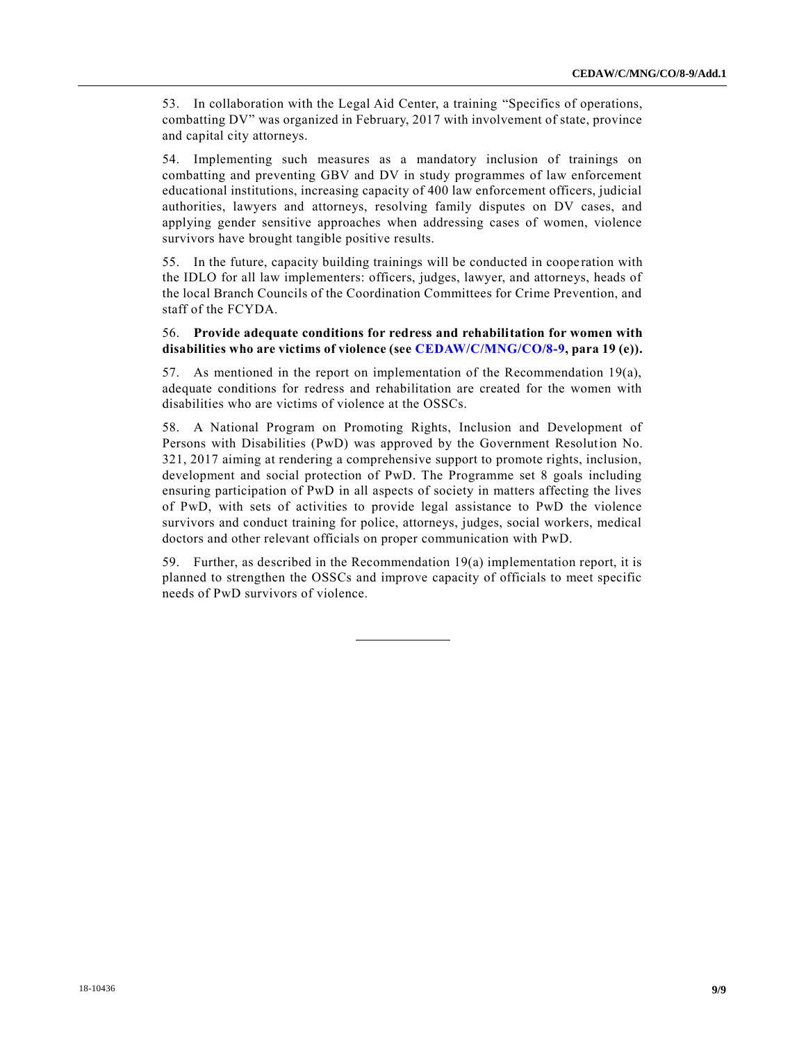53. In collaboration with the Legal Aid Center, a training "Specifics of operations, combatting DV" was organized in February, 2017 with involvement of state, province and capital city attorneys.

54. Implementing such measures as a mandatory inclusion of trainings on combatting and preventing GBV and DV in study programmes of law enforcement educational institutions, increasing capacity of 400 law enforcement officers, judicial authorities, lawyers and attorneys, resolving family disputes on DV cases, and applying gender sensitive approaches when addressing cases of women, violence survivors have brought tangible positive results.

55. In the future, capacity building trainings will be conducted in cooperation with the IDLO for all law implementers: officers, judges, lawyer, and attorneys, heads of the local Branch Councils of the Coordination Committees for Crime Prevention, and staff of the FCYDA.

56. **Provide adequate conditions for redress and rehabilitation for women with disabilities who are victims of violence (see CEDAW/C/MNG/CO/8-9, para 19 (e)).**

57. As mentioned in the report on implementation of the Recommendation 19(a), adequate conditions for redress and rehabilitation are created for the women with disabilities who are victims of violence at the OSSCs.

58. A National Program on Promoting Rights, Inclusion and Development of Persons with Disabilities (PwD) was approved by the Government Resolution No. 321, 2017 aiming at rendering a comprehensive support to promote rights, inclusion, development and social protection of PwD. The Programme set 8 goals including ensuring participation of PwD in all aspects of society in matters affecting the lives of PwD, with sets of activities to provide legal assistance to PwD the violence survivors and conduct training for police, attorneys, judges, social workers, medical doctors and other relevant officials on proper communication with PwD.

59. Further, as described in the Recommendation 19(a) implementation report, it is planned to strengthen the OSSCs and improve capacity of officials to meet specific needs of PwD survivors of violence.